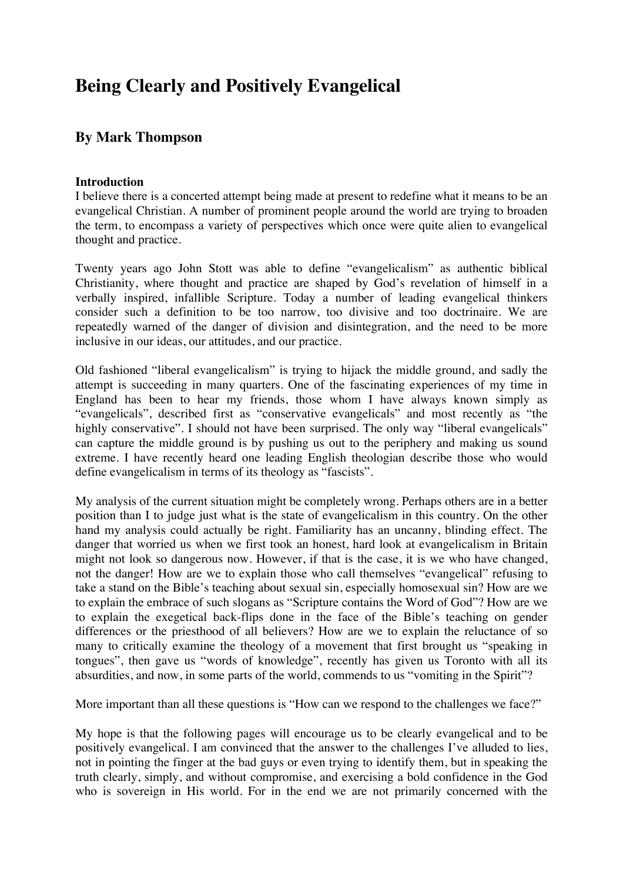# Being Clearly and Positively Evangelical

## By Mark Thompson

**Introduction**

I believe there is a concerted attempt being made at present to redefine what it means to be an evangelical Christian. A number of prominent people around the world are trying to broaden the term, to encompass a variety of perspectives which once were quite alien to evangelical thought and practice.

Twenty years ago John Stott was able to define "evangelicalism" as authentic biblical Christianity, where thought and practice are shaped by God's revelation of himself in a verbally inspired, infallible Scripture. Today a number of leading evangelical thinkers consider such a definition to be too narrow, too divisive and too doctrinaire. We are repeatedly warned of the danger of division and disintegration, and the need to be more inclusive in our ideas, our attitudes, and our practice.

Old fashioned "liberal evangelicalism" is trying to hijack the middle ground, and sadly the attempt is succeeding in many quarters. One of the fascinating experiences of my time in England has been to hear my friends, those whom I have always known simply as "evangelicals", described first as "conservative evangelicals" and most recently as "the highly conservative". I should not have been surprised. The only way "liberal evangelicals" can capture the middle ground is by pushing us out to the periphery and making us sound extreme. I have recently heard one leading English theologian describe those who would define evangelicalism in terms of its theology as "fascists".

My analysis of the current situation might be completely wrong. Perhaps others are in a better position than I to judge just what is the state of evangelicalism in this country. On the other hand my analysis could actually be right. Familiarity has an uncanny, blinding effect. The danger that worried us when we first took an honest, hard look at evangelicalism in Britain might not look so dangerous now. However, if that is the case, it is we who have changed, not the danger! How are we to explain those who call themselves "evangelical" refusing to take a stand on the Bible's teaching about sexual sin, especially homosexual sin? How are we to explain the embrace of such slogans as "Scripture contains the Word of God"? How are we to explain the exegetical back-flips done in the face of the Bible's teaching on gender differences or the priesthood of all believers? How are we to explain the reluctance of so many to critically examine the theology of a movement that first brought us "speaking in tongues", then gave us "words of knowledge", recently has given us Toronto with all its absurdities, and now, in some parts of the world, commends to us "vomiting in the Spirit"?

More important than all these questions is "How can we respond to the challenges we face?"

My hope is that the following pages will encourage us to be clearly evangelical and to be positively evangelical. I am convinced that the answer to the challenges I've alluded to lies, not in pointing the finger at the bad guys or even trying to identify them, but in speaking the truth clearly, simply, and without compromise, and exercising a bold confidence in the God who is sovereign in His world. For in the end we are not primarily concerned with the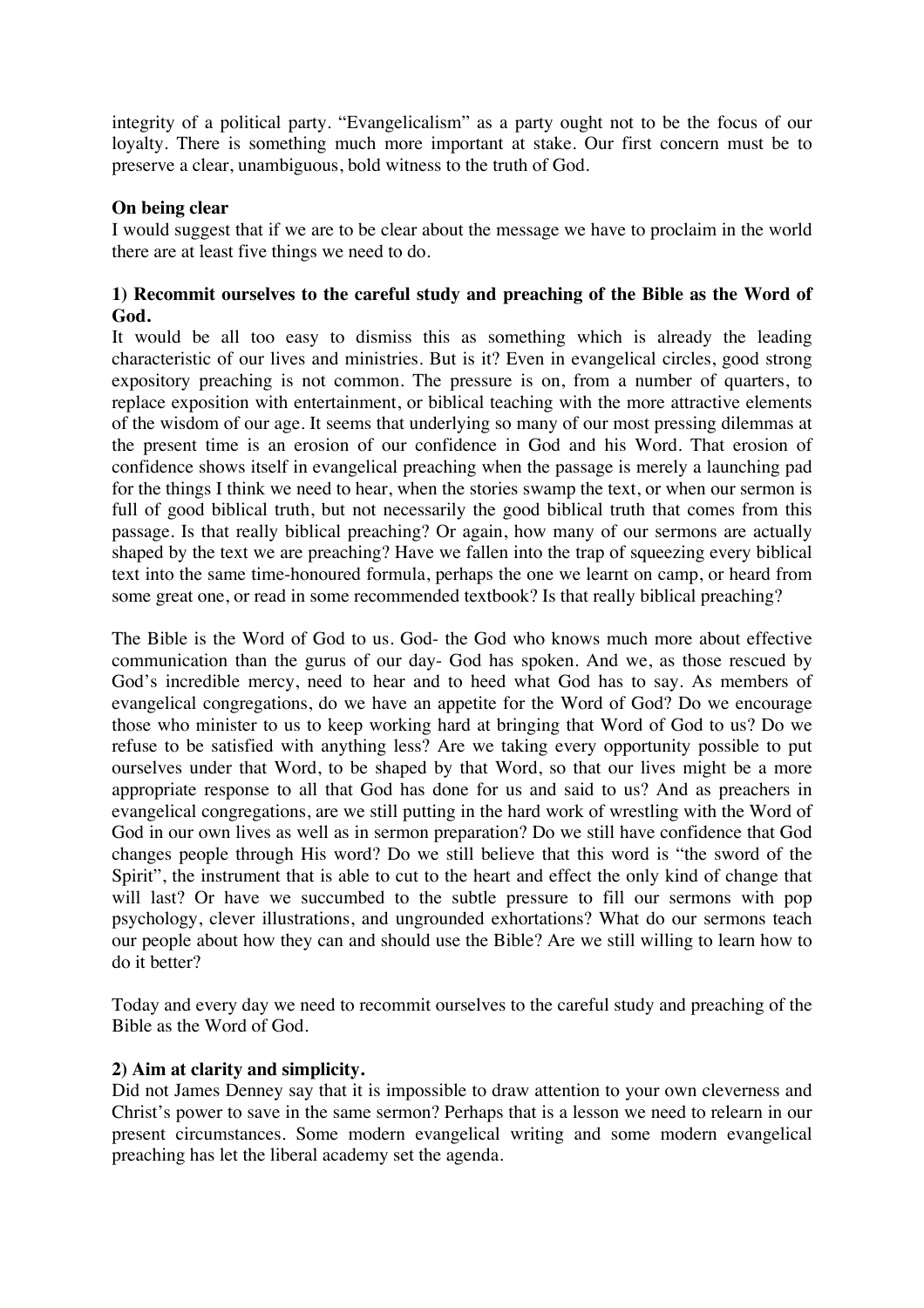integrity of a political party. "Evangelicalism" as a party ought not to be the focus of our loyalty. There is something much more important at stake. Our first concern must be to preserve a clear, unambiguous, bold witness to the truth of God.

**On being clear**

I would suggest that if we are to be clear about the message we have to proclaim in the world there are at least five things we need to do.

**1) Recommit ourselves to the careful study and preaching of the Bible as the Word of God.**

It would be all too easy to dismiss this as something which is already the leading characteristic of our lives and ministries. But is it? Even in evangelical circles, good strong expository preaching is not common. The pressure is on, from a number of quarters, to replace exposition with entertainment, or biblical teaching with the more attractive elements of the wisdom of our age. It seems that underlying so many of our most pressing dilemmas at the present time is an erosion of our confidence in God and his Word. That erosion of confidence shows itself in evangelical preaching when the passage is merely a launching pad for the things I think we need to hear, when the stories swamp the text, or when our sermon is full of good biblical truth, but not necessarily the good biblical truth that comes from this passage. Is that really biblical preaching? Or again, how many of our sermons are actually shaped by the text we are preaching? Have we fallen into the trap of squeezing every biblical text into the same time-honoured formula, perhaps the one we learnt on camp, or heard from some great one, or read in some recommended textbook? Is that really biblical preaching?

The Bible is the Word of God to us. God- the God who knows much more about effective communication than the gurus of our day- God has spoken. And we, as those rescued by God's incredible mercy, need to hear and to heed what God has to say. As members of evangelical congregations, do we have an appetite for the Word of God? Do we encourage those who minister to us to keep working hard at bringing that Word of God to us? Do we refuse to be satisfied with anything less? Are we taking every opportunity possible to put ourselves under that Word, to be shaped by that Word, so that our lives might be a more appropriate response to all that God has done for us and said to us? And as preachers in evangelical congregations, are we still putting in the hard work of wrestling with the Word of God in our own lives as well as in sermon preparation? Do we still have confidence that God changes people through His word? Do we still believe that this word is "the sword of the Spirit", the instrument that is able to cut to the heart and effect the only kind of change that will last? Or have we succumbed to the subtle pressure to fill our sermons with pop psychology, clever illustrations, and ungrounded exhortations? What do our sermons teach our people about how they can and should use the Bible? Are we still willing to learn how to do it better?

Today and every day we need to recommit ourselves to the careful study and preaching of the Bible as the Word of God.

**2) Aim at clarity and simplicity.**

Did not James Denney say that it is impossible to draw attention to your own cleverness and Christ's power to save in the same sermon? Perhaps that is a lesson we need to relearn in our present circumstances. Some modern evangelical writing and some modern evangelical preaching has let the liberal academy set the agenda.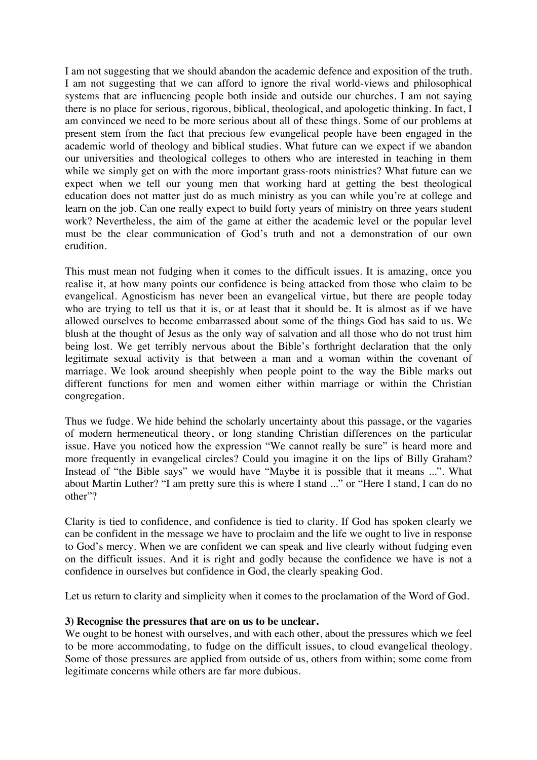I am not suggesting that we should abandon the academic defence and exposition of the truth. I am not suggesting that we can afford to ignore the rival world-views and philosophical systems that are influencing people both inside and outside our churches. I am not saying there is no place for serious, rigorous, biblical, theological, and apologetic thinking. In fact, I am convinced we need to be more serious about all of these things. Some of our problems at present stem from the fact that precious few evangelical people have been engaged in the academic world of theology and biblical studies. What future can we expect if we abandon our universities and theological colleges to others who are interested in teaching in them while we simply get on with the more important grass-roots ministries? What future can we expect when we tell our young men that working hard at getting the best theological education does not matter just do as much ministry as you can while you're at college and learn on the job. Can one really expect to build forty years of ministry on three years student work? Nevertheless, the aim of the game at either the academic level or the popular level must be the clear communication of God's truth and not a demonstration of our own erudition.

This must mean not fudging when it comes to the difficult issues. It is amazing, once you realise it, at how many points our confidence is being attacked from those who claim to be evangelical. Agnosticism has never been an evangelical virtue, but there are people today who are trying to tell us that it is, or at least that it should be. It is almost as if we have allowed ourselves to become embarrassed about some of the things God has said to us. We blush at the thought of Jesus as the only way of salvation and all those who do not trust him being lost. We get terribly nervous about the Bible's forthright declaration that the only legitimate sexual activity is that between a man and a woman within the covenant of marriage. We look around sheepishly when people point to the way the Bible marks out different functions for men and women either within marriage or within the Christian congregation.

Thus we fudge. We hide behind the scholarly uncertainty about this passage, or the vagaries of modern hermeneutical theory, or long standing Christian differences on the particular issue. Have you noticed how the expression "We cannot really be sure" is heard more and more frequently in evangelical circles? Could you imagine it on the lips of Billy Graham? Instead of "the Bible says" we would have "Maybe it is possible that it means ...". What about Martin Luther? "I am pretty sure this is where I stand ..." or "Here I stand, I can do no other"?

Clarity is tied to confidence, and confidence is tied to clarity. If God has spoken clearly we can be confident in the message we have to proclaim and the life we ought to live in response to God's mercy. When we are confident we can speak and live clearly without fudging even on the difficult issues. And it is right and godly because the confidence we have is not a confidence in ourselves but confidence in God, the clearly speaking God.

Let us return to clarity and simplicity when it comes to the proclamation of the Word of God.

**3) Recognise the pressures that are on us to be unclear.**

We ought to be honest with ourselves, and with each other, about the pressures which we feel to be more accommodating, to fudge on the difficult issues, to cloud evangelical theology. Some of those pressures are applied from outside of us, others from within; some come from legitimate concerns while others are far more dubious.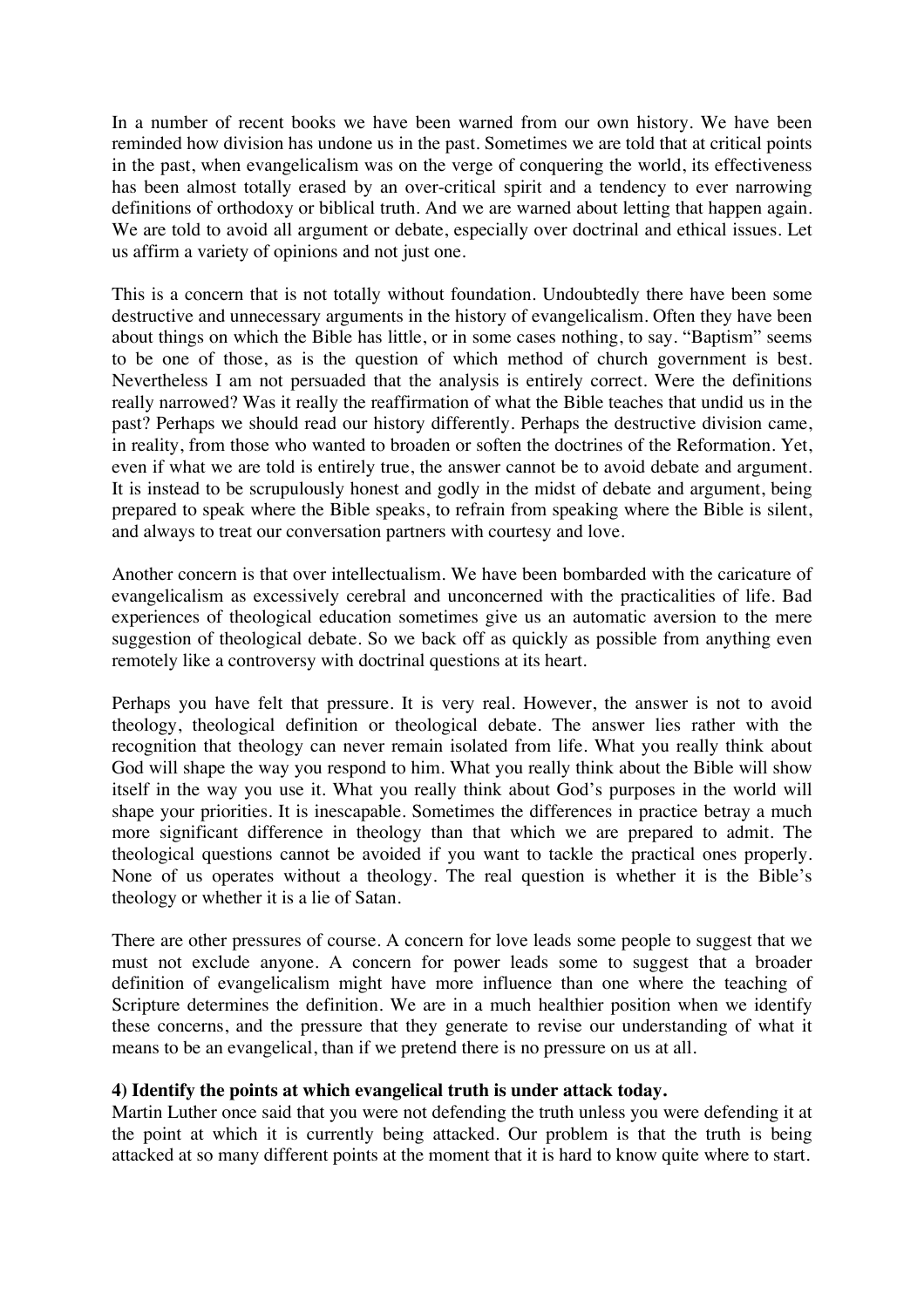In a number of recent books we have been warned from our own history. We have been reminded how division has undone us in the past. Sometimes we are told that at critical points in the past, when evangelicalism was on the verge of conquering the world, its effectiveness has been almost totally erased by an over-critical spirit and a tendency to ever narrowing definitions of orthodoxy or biblical truth. And we are warned about letting that happen again. We are told to avoid all argument or debate, especially over doctrinal and ethical issues. Let us affirm a variety of opinions and not just one.

This is a concern that is not totally without foundation. Undoubtedly there have been some destructive and unnecessary arguments in the history of evangelicalism. Often they have been about things on which the Bible has little, or in some cases nothing, to say. "Baptism" seems to be one of those, as is the question of which method of church government is best. Nevertheless I am not persuaded that the analysis is entirely correct. Were the definitions really narrowed? Was it really the reaffirmation of what the Bible teaches that undid us in the past? Perhaps we should read our history differently. Perhaps the destructive division came, in reality, from those who wanted to broaden or soften the doctrines of the Reformation. Yet, even if what we are told is entirely true, the answer cannot be to avoid debate and argument. It is instead to be scrupulously honest and godly in the midst of debate and argument, being prepared to speak where the Bible speaks, to refrain from speaking where the Bible is silent, and always to treat our conversation partners with courtesy and love.

Another concern is that over intellectualism. We have been bombarded with the caricature of evangelicalism as excessively cerebral and unconcerned with the practicalities of life. Bad experiences of theological education sometimes give us an automatic aversion to the mere suggestion of theological debate. So we back off as quickly as possible from anything even remotely like a controversy with doctrinal questions at its heart.

Perhaps you have felt that pressure. It is very real. However, the answer is not to avoid theology, theological definition or theological debate. The answer lies rather with the recognition that theology can never remain isolated from life. What you really think about God will shape the way you respond to him. What you really think about the Bible will show itself in the way you use it. What you really think about God's purposes in the world will shape your priorities. It is inescapable. Sometimes the differences in practice betray a much more significant difference in theology than that which we are prepared to admit. The theological questions cannot be avoided if you want to tackle the practical ones properly. None of us operates without a theology. The real question is whether it is the Bible's theology or whether it is a lie of Satan.

There are other pressures of course. A concern for love leads some people to suggest that we must not exclude anyone. A concern for power leads some to suggest that a broader definition of evangelicalism might have more influence than one where the teaching of Scripture determines the definition. We are in a much healthier position when we identify these concerns, and the pressure that they generate to revise our understanding of what it means to be an evangelical, than if we pretend there is no pressure on us at all.

**4) Identify the points at which evangelical truth is under attack today.**

Martin Luther once said that you were not defending the truth unless you were defending it at the point at which it is currently being attacked. Our problem is that the truth is being attacked at so many different points at the moment that it is hard to know quite where to start.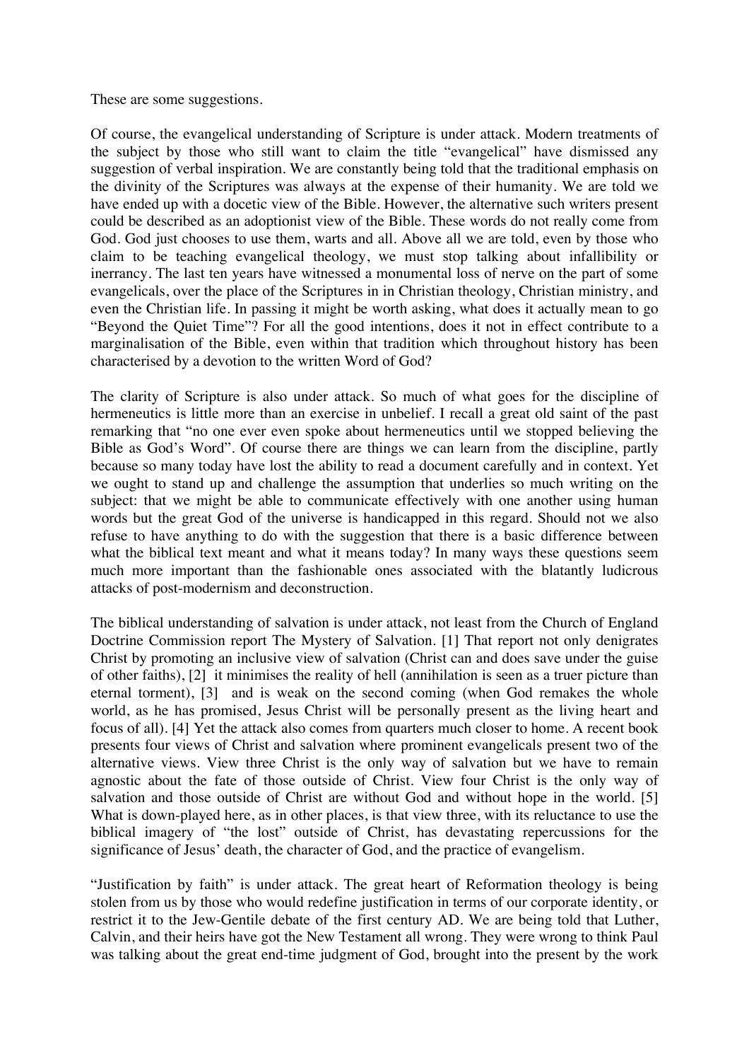These are some suggestions.

Of course, the evangelical understanding of Scripture is under attack. Modern treatments of the subject by those who still want to claim the title "evangelical" have dismissed any suggestion of verbal inspiration. We are constantly being told that the traditional emphasis on the divinity of the Scriptures was always at the expense of their humanity. We are told we have ended up with a docetic view of the Bible. However, the alternative such writers present could be described as an adoptionist view of the Bible. These words do not really come from God. God just chooses to use them, warts and all. Above all we are told, even by those who claim to be teaching evangelical theology, we must stop talking about infallibility or inerrancy. The last ten years have witnessed a monumental loss of nerve on the part of some evangelicals, over the place of the Scriptures in in Christian theology, Christian ministry, and even the Christian life. In passing it might be worth asking, what does it actually mean to go "Beyond the Quiet Time"? For all the good intentions, does it not in effect contribute to a marginalisation of the Bible, even within that tradition which throughout history has been characterised by a devotion to the written Word of God?

The clarity of Scripture is also under attack. So much of what goes for the discipline of hermeneutics is little more than an exercise in unbelief. I recall a great old saint of the past remarking that "no one ever even spoke about hermeneutics until we stopped believing the Bible as God's Word". Of course there are things we can learn from the discipline, partly because so many today have lost the ability to read a document carefully and in context. Yet we ought to stand up and challenge the assumption that underlies so much writing on the subject: that we might be able to communicate effectively with one another using human words but the great God of the universe is handicapped in this regard. Should not we also refuse to have anything to do with the suggestion that there is a basic difference between what the biblical text meant and what it means today? In many ways these questions seem much more important than the fashionable ones associated with the blatantly ludicrous attacks of post-modernism and deconstruction.

The biblical understanding of salvation is under attack, not least from the Church of England Doctrine Commission report The Mystery of Salvation. [1] That report not only denigrates Christ by promoting an inclusive view of salvation (Christ can and does save under the guise of other faiths), [2] it minimises the reality of hell (annihilation is seen as a truer picture than eternal torment), [3] and is weak on the second coming (when God remakes the whole world, as he has promised, Jesus Christ will be personally present as the living heart and focus of all). [4] Yet the attack also comes from quarters much closer to home. A recent book presents four views of Christ and salvation where prominent evangelicals present two of the alternative views. View three Christ is the only way of salvation but we have to remain agnostic about the fate of those outside of Christ. View four Christ is the only way of salvation and those outside of Christ are without God and without hope in the world. [5] What is down-played here, as in other places, is that view three, with its reluctance to use the biblical imagery of "the lost" outside of Christ, has devastating repercussions for the significance of Jesus' death, the character of God, and the practice of evangelism.

"Justification by faith" is under attack. The great heart of Reformation theology is being stolen from us by those who would redefine justification in terms of our corporate identity, or restrict it to the Jew-Gentile debate of the first century AD. We are being told that Luther, Calvin, and their heirs have got the New Testament all wrong. They were wrong to think Paul was talking about the great end-time judgment of God, brought into the present by the work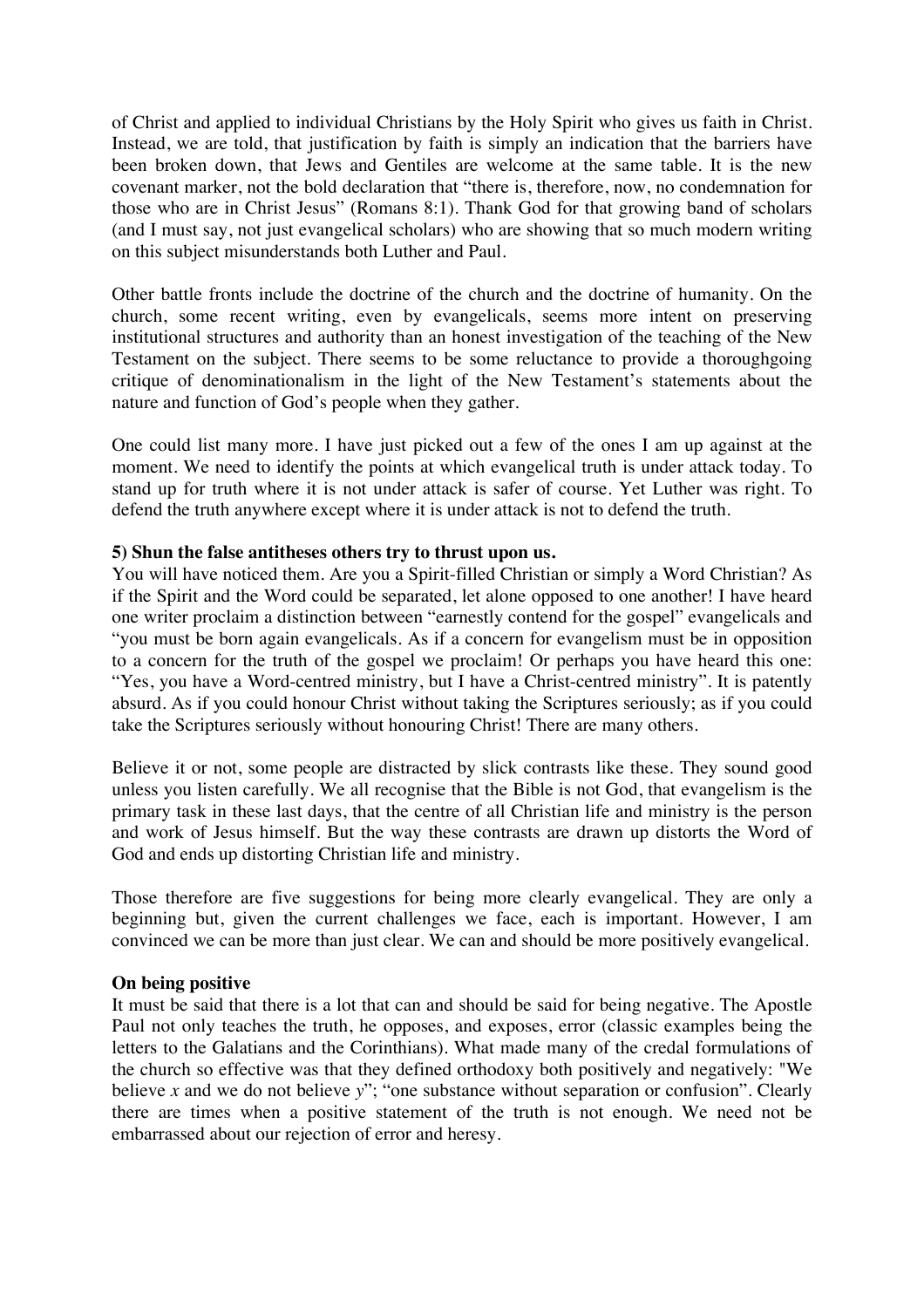of Christ and applied to individual Christians by the Holy Spirit who gives us faith in Christ. Instead, we are told, that justification by faith is simply an indication that the barriers have been broken down, that Jews and Gentiles are welcome at the same table. It is the new covenant marker, not the bold declaration that "there is, therefore, now, no condemnation for those who are in Christ Jesus" (Romans 8:1). Thank God for that growing band of scholars (and I must say, not just evangelical scholars) who are showing that so much modern writing on this subject misunderstands both Luther and Paul.

Other battle fronts include the doctrine of the church and the doctrine of humanity. On the church, some recent writing, even by evangelicals, seems more intent on preserving institutional structures and authority than an honest investigation of the teaching of the New Testament on the subject. There seems to be some reluctance to provide a thoroughgoing critique of denominationalism in the light of the New Testament's statements about the nature and function of God's people when they gather.

One could list many more. I have just picked out a few of the ones I am up against at the moment. We need to identify the points at which evangelical truth is under attack today. To stand up for truth where it is not under attack is safer of course. Yet Luther was right. To defend the truth anywhere except where it is under attack is not to defend the truth.

**5) Shun the false antitheses others try to thrust upon us.**

You will have noticed them. Are you a Spirit-filled Christian or simply a Word Christian? As if the Spirit and the Word could be separated, let alone opposed to one another! I have heard one writer proclaim a distinction between "earnestly contend for the gospel" evangelicals and "you must be born again evangelicals. As if a concern for evangelism must be in opposition to a concern for the truth of the gospel we proclaim! Or perhaps you have heard this one: "Yes, you have a Word-centred ministry, but I have a Christ-centred ministry". It is patently absurd. As if you could honour Christ without taking the Scriptures seriously; as if you could take the Scriptures seriously without honouring Christ! There are many others.

Believe it or not, some people are distracted by slick contrasts like these. They sound good unless you listen carefully. We all recognise that the Bible is not God, that evangelism is the primary task in these last days, that the centre of all Christian life and ministry is the person and work of Jesus himself. But the way these contrasts are drawn up distorts the Word of God and ends up distorting Christian life and ministry.

Those therefore are five suggestions for being more clearly evangelical. They are only a beginning but, given the current challenges we face, each is important. However, I am convinced we can be more than just clear. We can and should be more positively evangelical.

**On being positive**

It must be said that there is a lot that can and should be said for being negative. The Apostle Paul not only teaches the truth, he opposes, and exposes, error (classic examples being the letters to the Galatians and the Corinthians). What made many of the credal formulations of the church so effective was that they defined orthodoxy both positively and negatively: "We believe *x* and we do not believe *y*"; "one substance without separation or confusion". Clearly there are times when a positive statement of the truth is not enough. We need not be embarrassed about our rejection of error and heresy.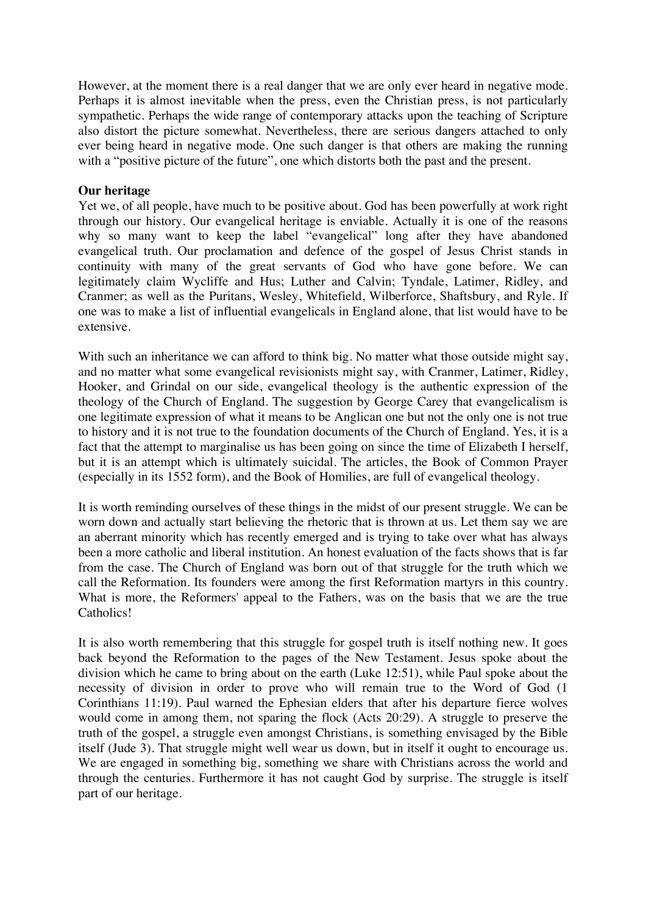However, at the moment there is a real danger that we are only ever heard in negative mode. Perhaps it is almost inevitable when the press, even the Christian press, is not particularly sympathetic. Perhaps the wide range of contemporary attacks upon the teaching of Scripture also distort the picture somewhat. Nevertheless, there are serious dangers attached to only ever being heard in negative mode. One such danger is that others are making the running with a "positive picture of the future", one which distorts both the past and the present.

**Our heritage**

Yet we, of all people, have much to be positive about. God has been powerfully at work right through our history. Our evangelical heritage is enviable. Actually it is one of the reasons why so many want to keep the label "evangelical" long after they have abandoned evangelical truth. Our proclamation and defence of the gospel of Jesus Christ stands in continuity with many of the great servants of God who have gone before. We can legitimately claim Wycliffe and Hus; Luther and Calvin; Tyndale, Latimer, Ridley, and Cranmer; as well as the Puritans, Wesley, Whitefield, Wilberforce, Shaftsbury, and Ryle. If one was to make a list of influential evangelicals in England alone, that list would have to be extensive.

With such an inheritance we can afford to think big. No matter what those outside might say, and no matter what some evangelical revisionists might say, with Cranmer, Latimer, Ridley, Hooker, and Grindal on our side, evangelical theology is the authentic expression of the theology of the Church of England. The suggestion by George Carey that evangelicalism is one legitimate expression of what it means to be Anglican one but not the only one is not true to history and it is not true to the foundation documents of the Church of England. Yes, it is a fact that the attempt to marginalise us has been going on since the time of Elizabeth I herself, but it is an attempt which is ultimately suicidal. The articles, the Book of Common Prayer (especially in its 1552 form), and the Book of Homilies, are full of evangelical theology.

It is worth reminding ourselves of these things in the midst of our present struggle. We can be worn down and actually start believing the rhetoric that is thrown at us. Let them say we are an aberrant minority which has recently emerged and is trying to take over what has always been a more catholic and liberal institution. An honest evaluation of the facts shows that is far from the case. The Church of England was born out of that struggle for the truth which we call the Reformation. Its founders were among the first Reformation martyrs in this country. What is more, the Reformers' appeal to the Fathers, was on the basis that we are the true Catholics!

It is also worth remembering that this struggle for gospel truth is itself nothing new. It goes back beyond the Reformation to the pages of the New Testament. Jesus spoke about the division which he came to bring about on the earth (Luke 12:51), while Paul spoke about the necessity of division in order to prove who will remain true to the Word of God (1 Corinthians 11:19). Paul warned the Ephesian elders that after his departure fierce wolves would come in among them, not sparing the flock (Acts 20:29). A struggle to preserve the truth of the gospel, a struggle even amongst Christians, is something envisaged by the Bible itself (Jude 3). That struggle might well wear us down, but in itself it ought to encourage us. We are engaged in something big, something we share with Christians across the world and through the centuries. Furthermore it has not caught God by surprise. The struggle is itself part of our heritage.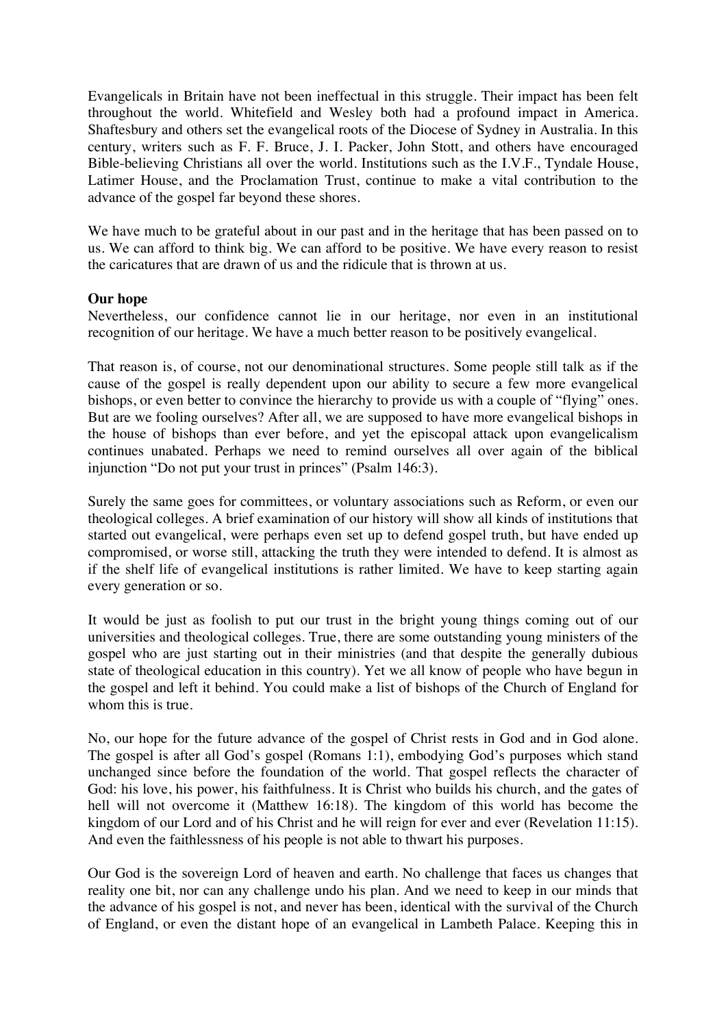Evangelicals in Britain have not been ineffectual in this struggle. Their impact has been felt throughout the world. Whitefield and Wesley both had a profound impact in America. Shaftesbury and others set the evangelical roots of the Diocese of Sydney in Australia. In this century, writers such as F. F. Bruce, J. I. Packer, John Stott, and others have encouraged Bible-believing Christians all over the world. Institutions such as the I.V.F., Tyndale House, Latimer House, and the Proclamation Trust, continue to make a vital contribution to the advance of the gospel far beyond these shores.

We have much to be grateful about in our past and in the heritage that has been passed on to us. We can afford to think big. We can afford to be positive. We have every reason to resist the caricatures that are drawn of us and the ridicule that is thrown at us.

**Our hope**

Nevertheless, our confidence cannot lie in our heritage, nor even in an institutional recognition of our heritage. We have a much better reason to be positively evangelical.

That reason is, of course, not our denominational structures. Some people still talk as if the cause of the gospel is really dependent upon our ability to secure a few more evangelical bishops, or even better to convince the hierarchy to provide us with a couple of "flying" ones. But are we fooling ourselves? After all, we are supposed to have more evangelical bishops in the house of bishops than ever before, and yet the episcopal attack upon evangelicalism continues unabated. Perhaps we need to remind ourselves all over again of the biblical injunction "Do not put your trust in princes" (Psalm 146:3).

Surely the same goes for committees, or voluntary associations such as Reform, or even our theological colleges. A brief examination of our history will show all kinds of institutions that started out evangelical, were perhaps even set up to defend gospel truth, but have ended up compromised, or worse still, attacking the truth they were intended to defend. It is almost as if the shelf life of evangelical institutions is rather limited. We have to keep starting again every generation or so.

It would be just as foolish to put our trust in the bright young things coming out of our universities and theological colleges. True, there are some outstanding young ministers of the gospel who are just starting out in their ministries (and that despite the generally dubious state of theological education in this country). Yet we all know of people who have begun in the gospel and left it behind. You could make a list of bishops of the Church of England for whom this is true.

No, our hope for the future advance of the gospel of Christ rests in God and in God alone. The gospel is after all God's gospel (Romans 1:1), embodying God's purposes which stand unchanged since before the foundation of the world. That gospel reflects the character of God: his love, his power, his faithfulness. It is Christ who builds his church, and the gates of hell will not overcome it (Matthew 16:18). The kingdom of this world has become the kingdom of our Lord and of his Christ and he will reign for ever and ever (Revelation 11:15). And even the faithlessness of his people is not able to thwart his purposes.

Our God is the sovereign Lord of heaven and earth. No challenge that faces us changes that reality one bit, nor can any challenge undo his plan. And we need to keep in our minds that the advance of his gospel is not, and never has been, identical with the survival of the Church of England, or even the distant hope of an evangelical in Lambeth Palace. Keeping this in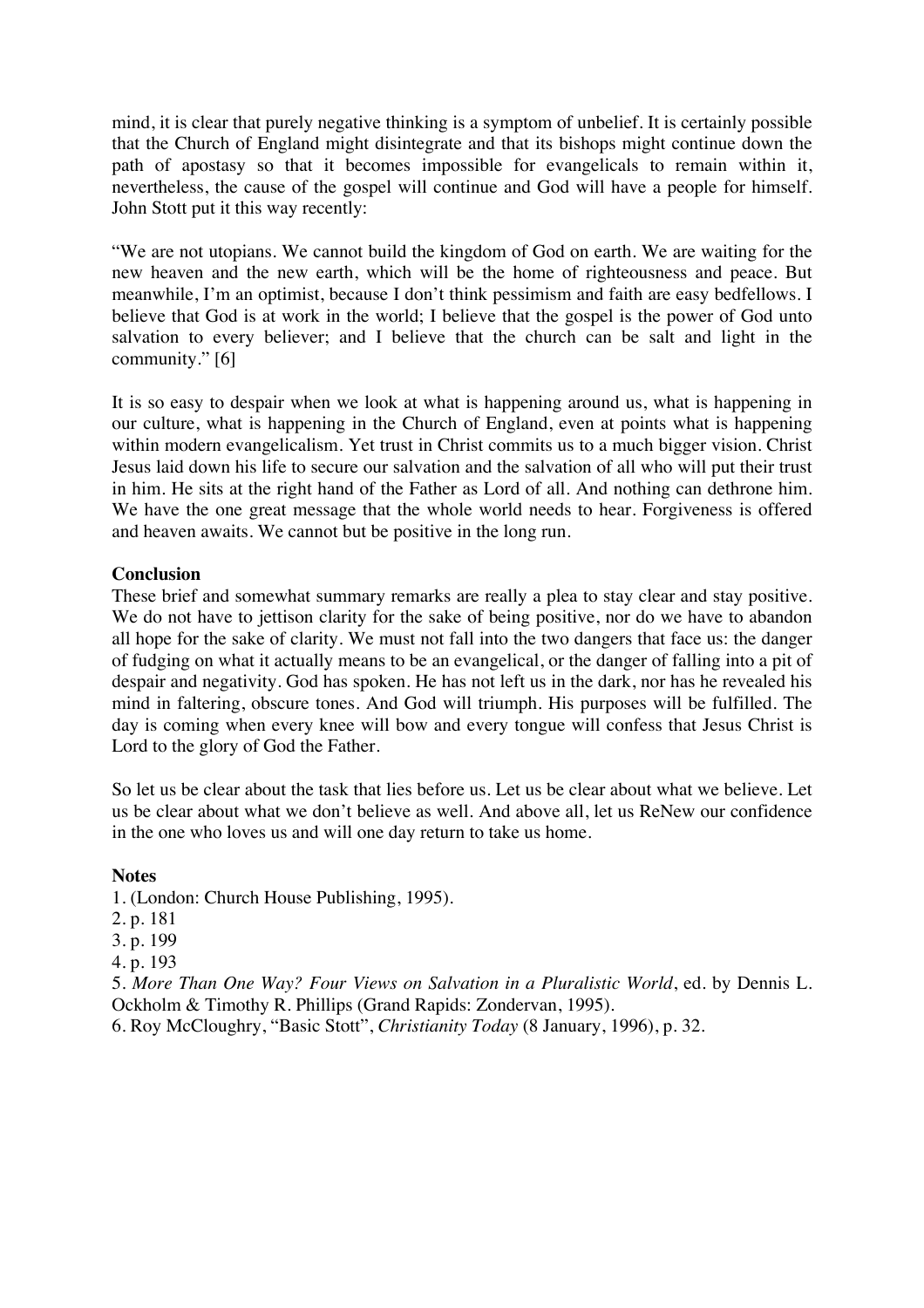mind, it is clear that purely negative thinking is a symptom of unbelief. It is certainly possible that the Church of England might disintegrate and that its bishops might continue down the path of apostasy so that it becomes impossible for evangelicals to remain within it, nevertheless, the cause of the gospel will continue and God will have a people for himself. John Stott put it this way recently:

"We are not utopians. We cannot build the kingdom of God on earth. We are waiting for the new heaven and the new earth, which will be the home of righteousness and peace. But meanwhile, I'm an optimist, because I don't think pessimism and faith are easy bedfellows. I believe that God is at work in the world; I believe that the gospel is the power of God unto salvation to every believer; and I believe that the church can be salt and light in the community." [6]

It is so easy to despair when we look at what is happening around us, what is happening in our culture, what is happening in the Church of England, even at points what is happening within modern evangelicalism. Yet trust in Christ commits us to a much bigger vision. Christ Jesus laid down his life to secure our salvation and the salvation of all who will put their trust in him. He sits at the right hand of the Father as Lord of all. And nothing can dethrone him. We have the one great message that the whole world needs to hear. Forgiveness is offered and heaven awaits. We cannot but be positive in the long run.

**Conclusion**

These brief and somewhat summary remarks are really a plea to stay clear and stay positive. We do not have to jettison clarity for the sake of being positive, nor do we have to abandon all hope for the sake of clarity. We must not fall into the two dangers that face us: the danger of fudging on what it actually means to be an evangelical, or the danger of falling into a pit of despair and negativity. God has spoken. He has not left us in the dark, nor has he revealed his mind in faltering, obscure tones. And God will triumph. His purposes will be fulfilled. The day is coming when every knee will bow and every tongue will confess that Jesus Christ is Lord to the glory of God the Father.

So let us be clear about the task that lies before us. Let us be clear about what we believe. Let us be clear about what we don't believe as well. And above all, let us ReNew our confidence in the one who loves us and will one day return to take us home.

**Notes**

1. (London: Church House Publishing, 1995).
2. p. 181
3. p. 199
4. p. 193
5. *More Than One Way? Four Views on Salvation in a Pluralistic World*, ed. by Dennis L. Ockholm & Timothy R. Phillips (Grand Rapids: Zondervan, 1995).
6. Roy McCloughry, "Basic Stott", *Christianity Today* (8 January, 1996), p. 32.